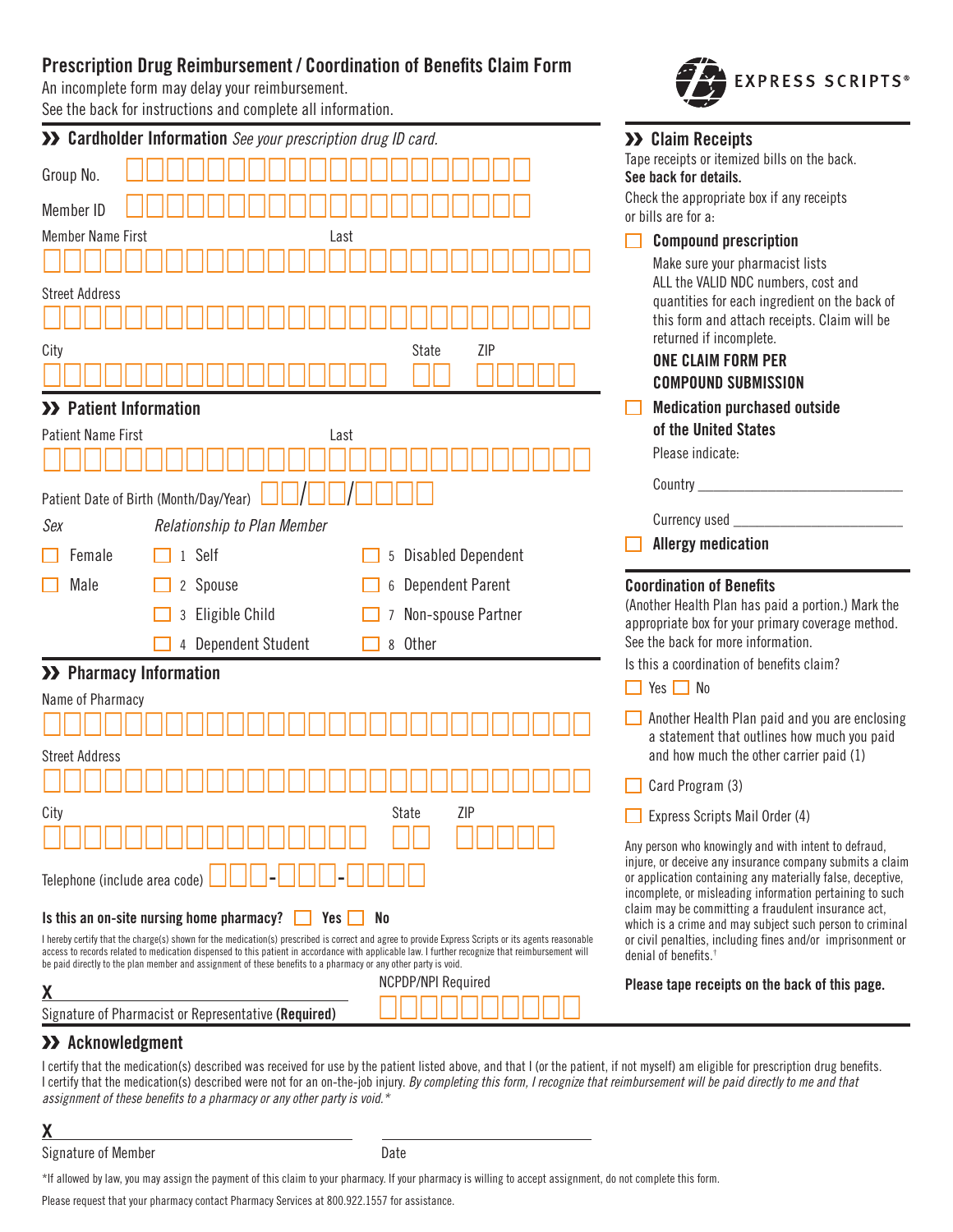# Prescription Drug Reimbursement / Coordination of Benefits Claim Form

An incomplete form may delay your reimbursement.
See the back for instructions and complete all information.

EXPRESS SCRIPTS®

## » Cardholder Information *See your prescription drug ID card.*

Group No.

Member ID

Member Name First　　　Last

Street Address

City　　　State　　　ZIP

## » Patient Information

Patient Name First　　　Last

Patient Date of Birth (Month/Day/Year) ☐☐/☐☐/☐☐☐☐

*Sex*

- ☐ Female
- ☐ Male

*Relationship to Plan Member*

- ☐ 1 Self
- ☐ 2 Spouse
- ☐ 3 Eligible Child
- ☐ 4 Dependent Student
- ☐ 5 Disabled Dependent
- ☐ 6 Dependent Parent
- ☐ 7 Non-spouse Partner
- ☐ 8 Other

## » Pharmacy Information

Name of Pharmacy

Street Address

City　　　State　　　ZIP

Telephone (include area code) ☐☐☐-☐☐☐-☐☐☐☐

**Is this an on-site nursing home pharmacy?** ☐ **Yes** ☐ **No**

I hereby certify that the charge(s) shown for the medication(s) prescribed is correct and agree to provide Express Scripts or its agents reasonable access to records related to medication dispensed to this patient in accordance with applicable law. I further recognize that reimbursement will be paid directly to the plan member and assignment of these benefits to a pharmacy or any other party is void.

**X** ______________________________

Signature of Pharmacist or Representative **(Required)**

NCPDP/NPI Required

## » Claim Receipts

Tape receipts or itemized bills on the back.
**See back for details.**

Check the appropriate box if any receipts or bills are for a:

☐ **Compound prescription**

Make sure your pharmacist lists ALL the VALID NDC numbers, cost and quantities for each ingredient on the back of this form and attach receipts. Claim will be returned if incomplete.

**ONE CLAIM FORM PER COMPOUND SUBMISSION**

☐ **Medication purchased outside of the United States**

Please indicate:

Country ______________________________

Currency used ______________________________

☐ **Allergy medication**

## Coordination of Benefits

(Another Health Plan has paid a portion.) Mark the appropriate box for your primary coverage method. See the back for more information.

Is this a coordination of benefits claim?

☐ Yes ☐ No

☐ Another Health Plan paid and you are enclosing a statement that outlines how much you paid and how much the other carrier paid (1)

☐ Card Program (3)

☐ Express Scripts Mail Order (4)

Any person who knowingly and with intent to defraud, injure, or deceive any insurance company submits a claim or application containing any materially false, deceptive, incomplete, or misleading information pertaining to such claim may be committing a fraudulent insurance act, which is a crime and may subject such person to criminal or civil penalties, including fines and/or imprisonment or denial of benefits.†

**Please tape receipts on the back of this page.**

## » Acknowledgment

I certify that the medication(s) described was received for use by the patient listed above, and that I (or the patient, if not myself) am eligible for prescription drug benefits. I certify that the medication(s) described were not for an on-the-job injury. *By completing this form, I recognize that reimbursement will be paid directly to me and that assignment of these benefits to a pharmacy or any other party is void.**

**X** ______________________________　　______________________________

Signature of Member　　　Date

*If allowed by law, you may assign the payment of this claim to your pharmacy. If your pharmacy is willing to accept assignment, do not complete this form.

Please request that your pharmacy contact Pharmacy Services at 800.922.1557 for assistance.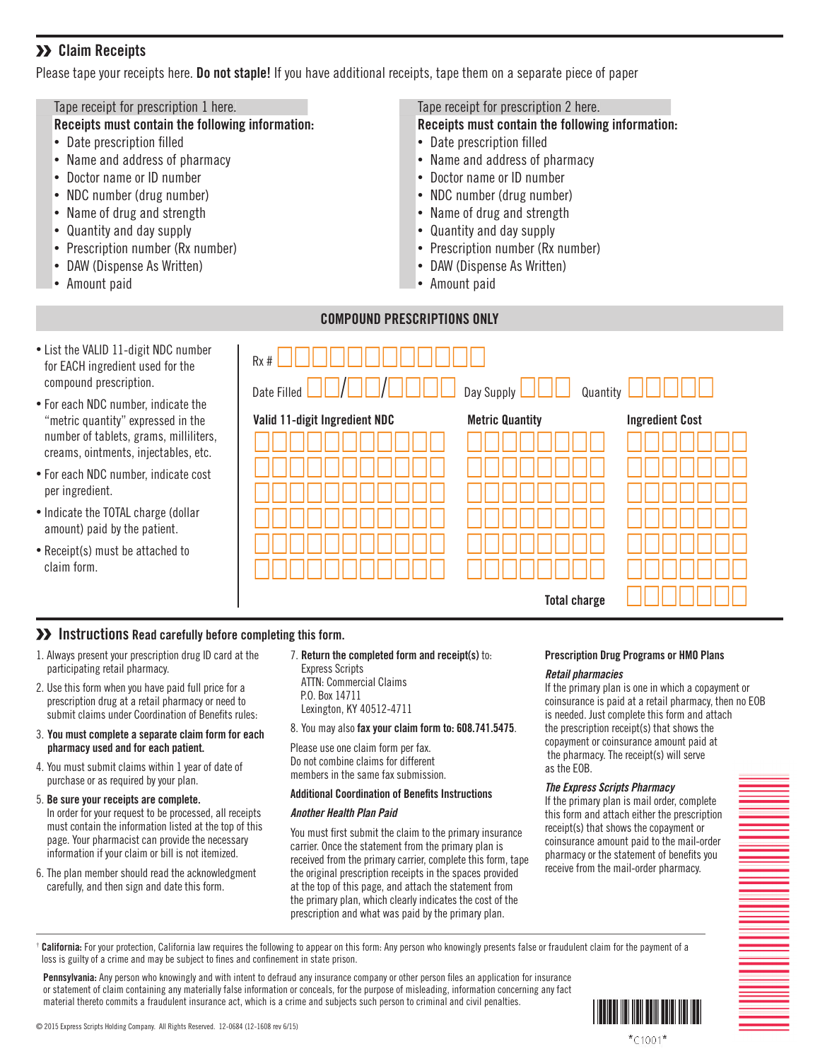## » Claim Receipts

Please tape your receipts here. **Do not staple!** If you have additional receipts, tape them on a separate piece of paper

Tape receipt for prescription 1 here.

**Receipts must contain the following information:**

- Date prescription filled
- Name and address of pharmacy
- Doctor name or ID number
- NDC number (drug number)
- Name of drug and strength
- Quantity and day supply
- Prescription number (Rx number)
- DAW (Dispense As Written)
- Amount paid

Tape receipt for prescription 2 here.

**Receipts must contain the following information:**

- Date prescription filled
- Name and address of pharmacy
- Doctor name or ID number
- NDC number (drug number)
- Name of drug and strength
- Quantity and day supply
- Prescription number (Rx number)
- DAW (Dispense As Written)
- Amount paid

### COMPOUND PRESCRIPTIONS ONLY

- List the VALID 11-digit NDC number for EACH ingredient used for the compound prescription.
- For each NDC number, indicate the "metric quantity" expressed in the number of tablets, grams, milliliters, creams, ointments, injectables, etc.
- For each NDC number, indicate cost per ingredient.
- Indicate the TOTAL charge (dollar amount) paid by the patient.
- Receipt(s) must be attached to claim form.

Rx # ____________

Date Filled __/__/____ Day Supply ___ Quantity _____

| Valid 11-digit Ingredient NDC | Metric Quantity | Ingredient Cost |
|---|---|---|
| | | |
| | | |
| | | |
| | | |
| | | |
| | | |
| | Total charge | |

## » Instructions Read carefully before completing this form.

1. Always present your prescription drug ID card at the participating retail pharmacy.
2. Use this form when you have paid full price for a prescription drug at a retail pharmacy or need to submit claims under Coordination of Benefits rules:
3. **You must complete a separate claim form for each pharmacy used and for each patient.**
4. You must submit claims within 1 year of date of purchase or as required by your plan.
5. **Be sure your receipts are complete.** In order for your request to be processed, all receipts must contain the information listed at the top of this page. Your pharmacist can provide the necessary information if your claim or bill is not itemized.
6. The plan member should read the acknowledgment carefully, and then sign and date this form.
7. **Return the completed form and receipt(s)** to:
   Express Scripts
   ATTN: Commercial Claims
   P.O. Box 14711
   Lexington, KY 40512-4711
8. You may also **fax your claim form to: 608.741.5475**.

Please use one claim form per fax.
Do not combine claims for different members in the same fax submission.

**Additional Coordination of Benefits Instructions**

***Another Health Plan Paid***

You must first submit the claim to the primary insurance carrier. Once the statement from the primary plan is received from the primary carrier, complete this form, tape the original prescription receipts in the spaces provided at the top of this page, and attach the statement from the primary plan, which clearly indicates the cost of the prescription and what was paid by the primary plan.

**Prescription Drug Programs or HMO Plans**

***Retail pharmacies***

If the primary plan is one in which a copayment or coinsurance is paid at a retail pharmacy, then no EOB is needed. Just complete this form and attach the prescription receipt(s) that shows the copayment or coinsurance amount paid at the pharmacy. The receipt(s) will serve as the EOB.

***The Express Scripts Pharmacy***

If the primary plan is mail order, complete this form and attach either the prescription receipt(s) that shows the copayment or coinsurance amount paid to the mail-order pharmacy or the statement of benefits you receive from the mail-order pharmacy.

† **California:** For your protection, California law requires the following to appear on this form: Any person who knowingly presents false or fraudulent claim for the payment of a loss is guilty of a crime and may be subject to fines and confinement in state prison.

**Pennsylvania:** Any person who knowingly and with intent to defraud any insurance company or other person files an application for insurance or statement of claim containing any materially false information or conceals, for the purpose of misleading, information concerning any fact material thereto commits a fraudulent insurance act, which is a crime and subjects such person to criminal and civil penalties.

© 2015 Express Scripts Holding Company. All Rights Reserved. 12-0684 (12-1608 rev 6/15)

*C1001*